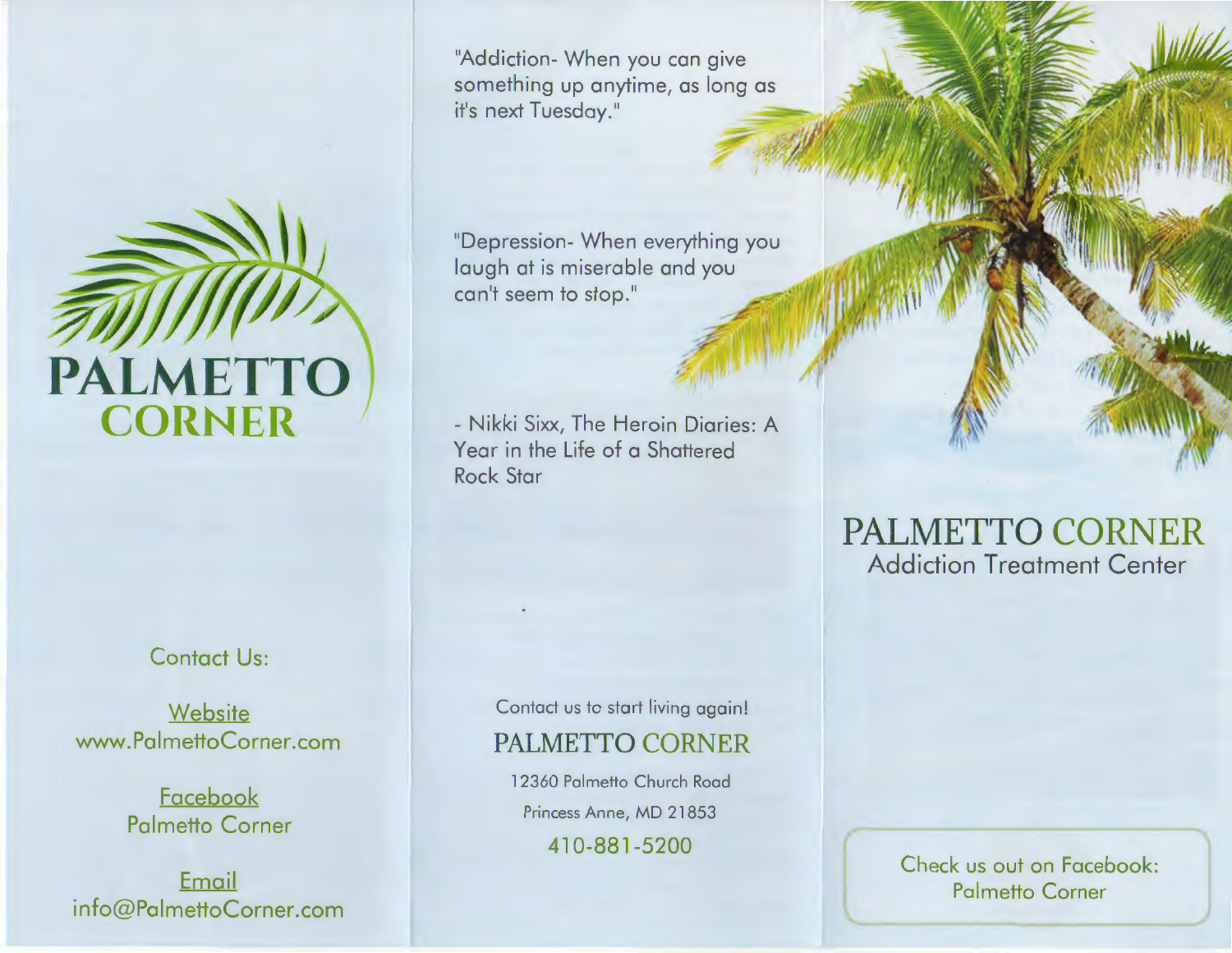# PALMETTO CORNER

Contact Us:

Website
www.PalmettoCorner.com

Facebook
Palmetto Corner

Email
info@PalmettoCorner.com

"Addiction- When you can give something up anytime, as long as it's next Tuesday."

"Depression- When everything you laugh at is miserable and you can't seem to stop."

- Nikki Sixx, The Heroin Diaries: A Year in the Life of a Shattered Rock Star

Contact us to start living again!

## PALMETTO CORNER

12360 Palmetto Church Road

Princess Anne, MD 21853

410-881-5200

# PALMETTO CORNER

## Addiction Treatment Center

Check us out on Facebook:
Palmetto Corner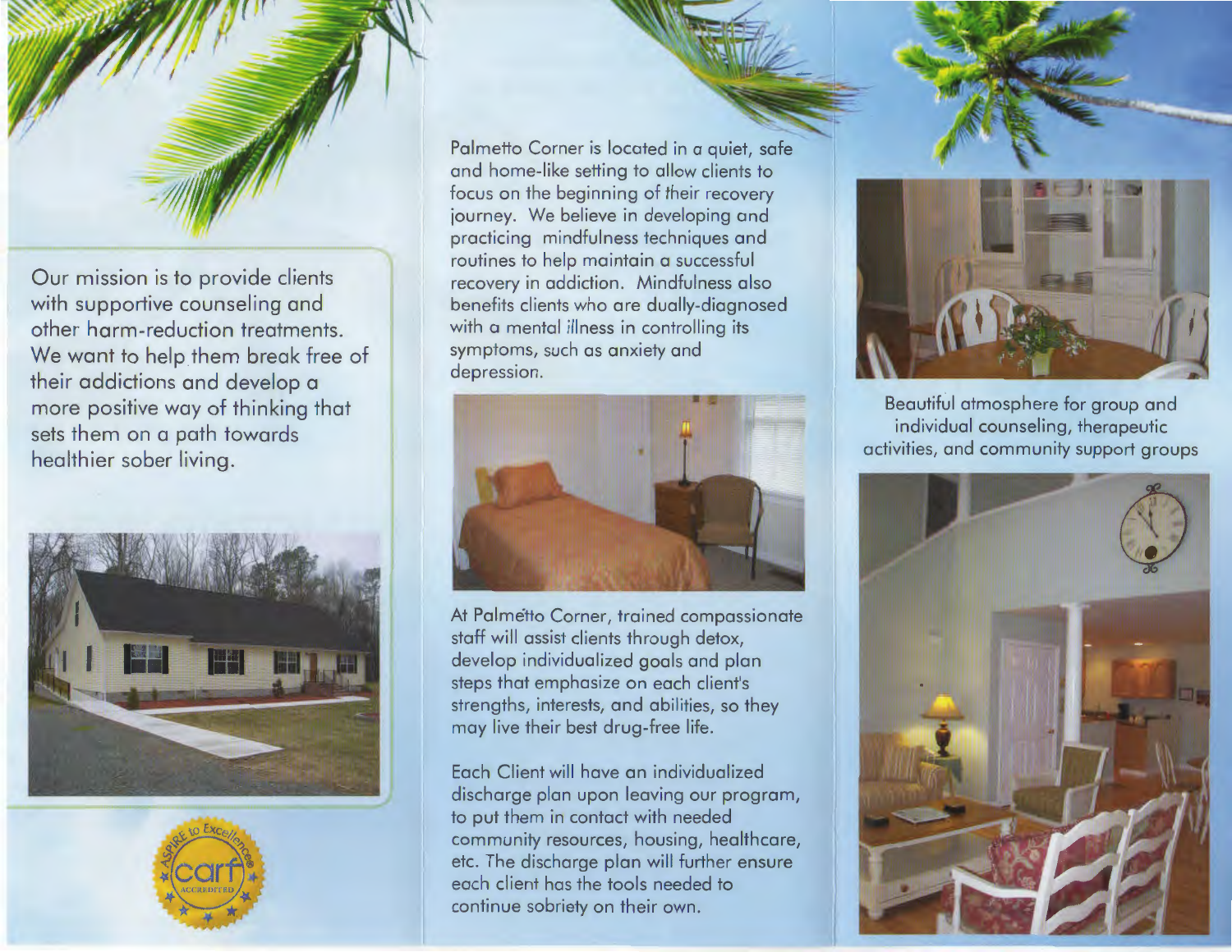Our mission is to provide clients with supportive counseling and other harm-reduction treatments. We want to help them break free of their addictions and develop a more positive way of thinking that sets them on a path towards healthier sober living.

Palmetto Corner is located in a quiet, safe and home-like setting to allow clients to focus on the beginning of their recovery journey. We believe in developing and practicing mindfulness techniques and routines to help maintain a successful recovery in addiction. Mindfulness also benefits clients who are dually-diagnosed with a mental illness in controlling its symptoms, such as anxiety and depression.

At Palmetto Corner, trained compassionate staff will assist clients through detox, develop individualized goals and plan steps that emphasize on each client's strengths, interests, and abilities, so they may live their best drug-free life.

Each Client will have an individualized discharge plan upon leaving our program, to put them in contact with needed community resources, housing, healthcare, etc. The discharge plan will further ensure each client has the tools needed to continue sobriety on their own.

Beautiful atmosphere for group and individual counseling, therapeutic activities, and community support groups